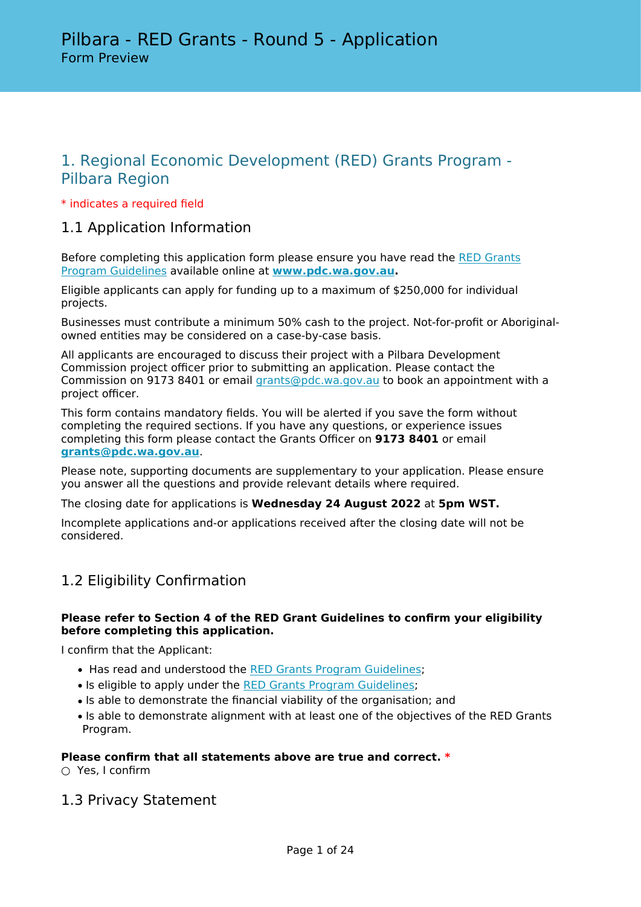# Pilbara - RED Grants - Round 5 - Application

Form Preview

## 1. Regional Economic Development (RED) Grants Program - Pilbara Region

* indicates a required field

### 1.1 Application Information

Before completing this application form please ensure you have read the RED Grants Program Guidelines available online at **www.pdc.wa.gov.au.**

Eligible applicants can apply for funding up to a maximum of $250,000 for individual projects.

Businesses must contribute a minimum 50% cash to the project. Not-for-profit or Aboriginal-owned entities may be considered on a case-by-case basis.

All applicants are encouraged to discuss their project with a Pilbara Development Commission project officer prior to submitting an application. Please contact the Commission on 9173 8401 or email grants@pdc.wa.gov.au to book an appointment with a project officer.

This form contains mandatory fields. You will be alerted if you save the form without completing the required sections. If you have any questions, or experience issues completing this form please contact the Grants Officer on **9173 8401** or email **grants@pdc.wa.gov.au**.

Please note, supporting documents are supplementary to your application. Please ensure you answer all the questions and provide relevant details where required.

The closing date for applications is **Wednesday 24 August 2022** at **5pm WST.**

Incomplete applications and-or applications received after the closing date will not be considered.

### 1.2 Eligibility Confirmation

**Please refer to Section 4 of the RED Grant Guidelines to confirm your eligibility before completing this application.**

I confirm that the Applicant:

- Has read and understood the RED Grants Program Guidelines;
- Is eligible to apply under the RED Grants Program Guidelines;
- Is able to demonstrate the financial viability of the organisation; and
- Is able to demonstrate alignment with at least one of the objectives of the RED Grants Program.

**Please confirm that all statements above are true and correct.** *

○ Yes, I confirm

### 1.3 Privacy Statement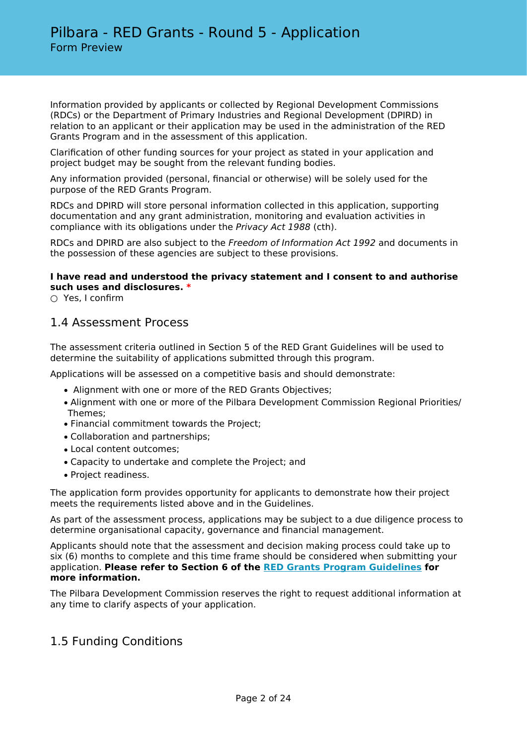Information provided by applicants or collected by Regional Development Commissions (RDCs) or the Department of Primary Industries and Regional Development (DPIRD) in relation to an applicant or their application may be used in the administration of the RED Grants Program and in the assessment of this application.

Clarification of other funding sources for your project as stated in your application and project budget may be sought from the relevant funding bodies.

Any information provided (personal, financial or otherwise) will be solely used for the purpose of the RED Grants Program.

RDCs and DPIRD will store personal information collected in this application, supporting documentation and any grant administration, monitoring and evaluation activities in compliance with its obligations under the *Privacy Act 1988* (cth).

RDCs and DPIRD are also subject to the *Freedom of Information Act 1992* and documents in the possession of these agencies are subject to these provisions.

**I have read and understood the privacy statement and I consent to and authorise such uses and disclosures.** *

○ Yes, I confirm

## 1.4 Assessment Process

The assessment criteria outlined in Section 5 of the RED Grant Guidelines will be used to determine the suitability of applications submitted through this program.

Applications will be assessed on a competitive basis and should demonstrate:

- Alignment with one or more of the RED Grants Objectives;
- Alignment with one or more of the Pilbara Development Commission Regional Priorities/ Themes;
- Financial commitment towards the Project;
- Collaboration and partnerships;
- Local content outcomes;
- Capacity to undertake and complete the Project; and
- Project readiness.

The application form provides opportunity for applicants to demonstrate how their project meets the requirements listed above and in the Guidelines.

As part of the assessment process, applications may be subject to a due diligence process to determine organisational capacity, governance and financial management.

Applicants should note that the assessment and decision making process could take up to six (6) months to complete and this time frame should be considered when submitting your application. **Please refer to Section 6 of the RED Grants Program Guidelines for more information.**

The Pilbara Development Commission reserves the right to request additional information at any time to clarify aspects of your application.

## 1.5 Funding Conditions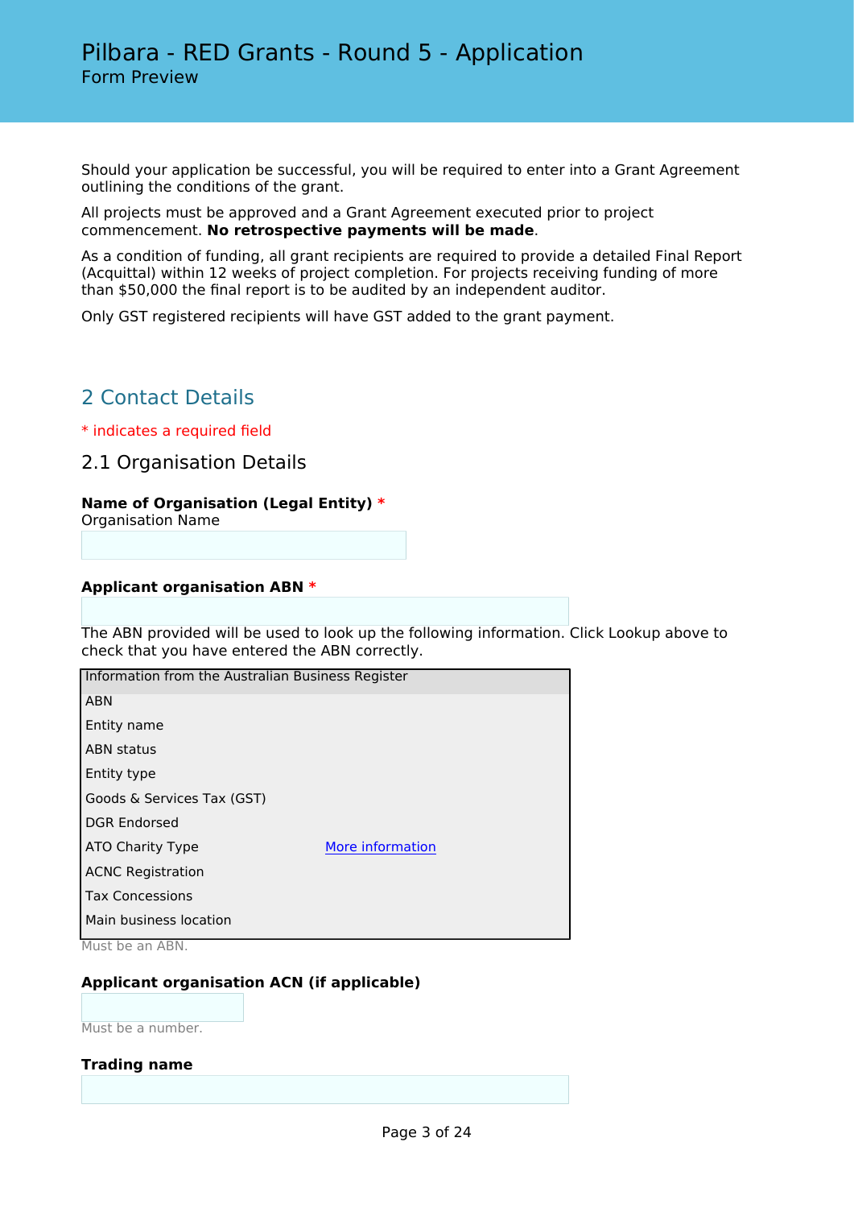Should your application be successful, you will be required to enter into a Grant Agreement outlining the conditions of the grant.

All projects must be approved and a Grant Agreement executed prior to project commencement. **No retrospective payments will be made**.

As a condition of funding, all grant recipients are required to provide a detailed Final Report (Acquittal) within 12 weeks of project completion. For projects receiving funding of more than $50,000 the final report is to be audited by an independent auditor.

Only GST registered recipients will have GST added to the grant payment.

## 2 Contact Details

* indicates a required field

### 2.1 Organisation Details

**Name of Organisation (Legal Entity) ***
Organisation Name

**Applicant organisation ABN ***

The ABN provided will be used to look up the following information. Click Lookup above to check that you have entered the ABN correctly.

| Information from the Australian Business Register | |
|---|---|
| ABN | |
| Entity name | |
| ABN status | |
| Entity type | |
| Goods & Services Tax (GST) | |
| DGR Endorsed | |
| ATO Charity Type | More information |
| ACNC Registration | |
| Tax Concessions | |
| Main business location | |

Must be an ABN.

**Applicant organisation ACN (if applicable)**

Must be a number.

**Trading name**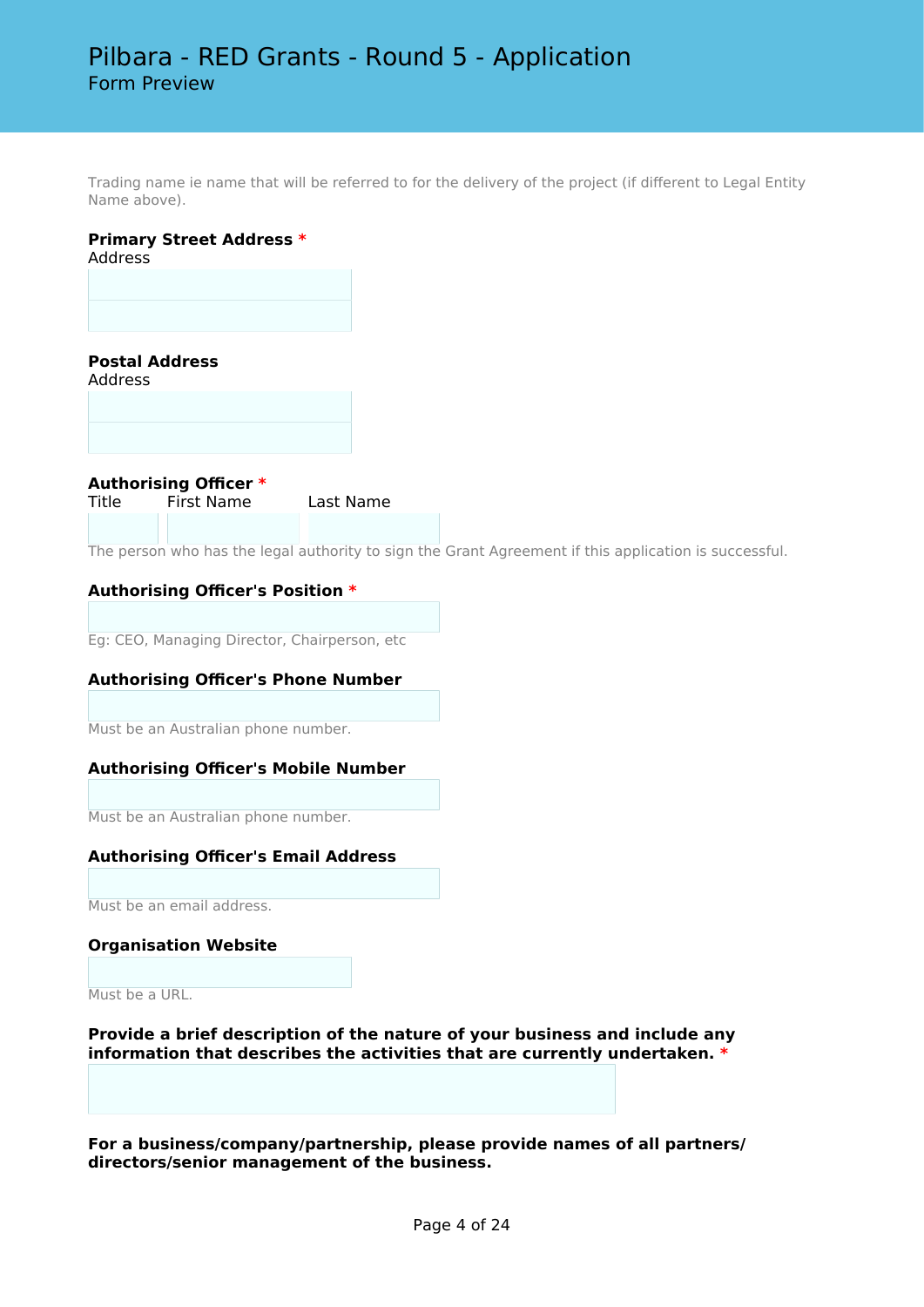Trading name ie name that will be referred to for the delivery of the project (if different to Legal Entity Name above).

**Primary Street Address** *

Address

**Postal Address**

Address

**Authorising Officer** *

Title | First Name | Last Name

The person who has the legal authority to sign the Grant Agreement if this application is successful.

**Authorising Officer's Position** *

Eg: CEO, Managing Director, Chairperson, etc

**Authorising Officer's Phone Number**

Must be an Australian phone number.

**Authorising Officer's Mobile Number**

Must be an Australian phone number.

**Authorising Officer's Email Address**

Must be an email address.

**Organisation Website**

Must be a URL.

**Provide a brief description of the nature of your business and include any information that describes the activities that are currently undertaken.** *

**For a business/company/partnership, please provide names of all partners/ directors/senior management of the business.**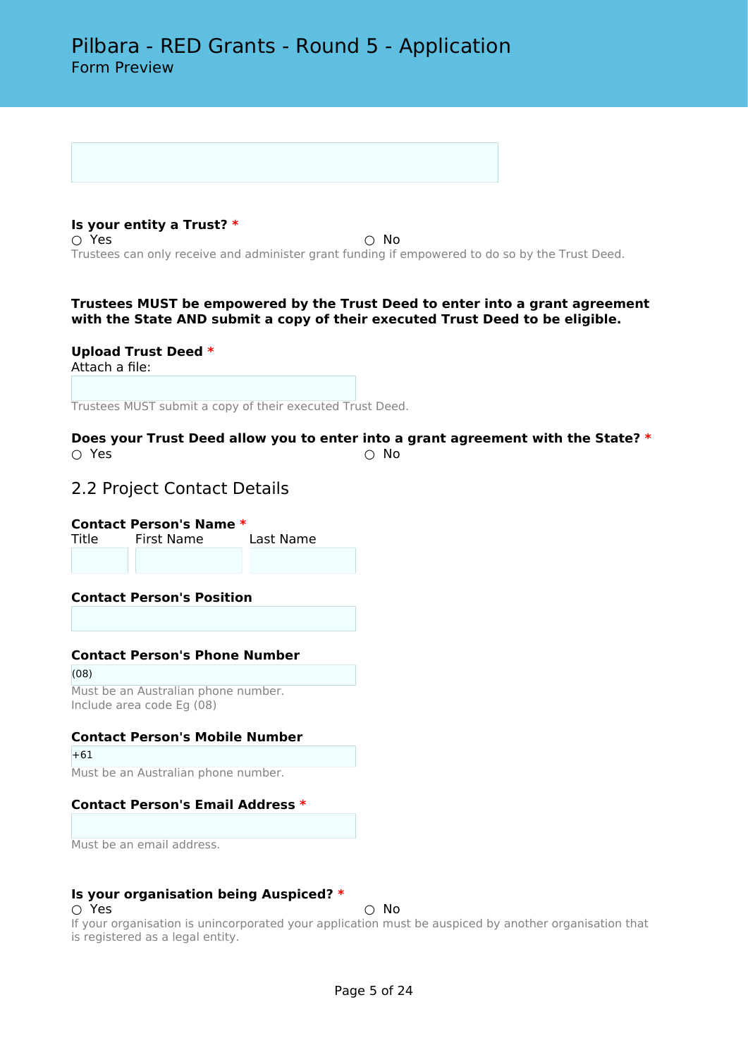# Pilbara - RED Grants - Round 5 - Application

Form Preview

**Is your entity a Trust?** *

○ Yes ○ No

Trustees can only receive and administer grant funding if empowered to do so by the Trust Deed.

**Trustees MUST be empowered by the Trust Deed to enter into a grant agreement with the State AND submit a copy of their executed Trust Deed to be eligible.**

**Upload Trust Deed** *

Attach a file:

Trustees MUST submit a copy of their executed Trust Deed.

**Does your Trust Deed allow you to enter into a grant agreement with the State?** *

○ Yes ○ No

## 2.2 Project Contact Details

**Contact Person's Name** *

Title First Name Last Name

**Contact Person's Position**

**Contact Person's Phone Number**

(08)

Must be an Australian phone number.
Include area code Eg (08)

**Contact Person's Mobile Number**

+61

Must be an Australian phone number.

**Contact Person's Email Address** *

Must be an email address.

**Is your organisation being Auspiced?** *

○ Yes ○ No

If your organisation is unincorporated your application must be auspiced by another organisation that is registered as a legal entity.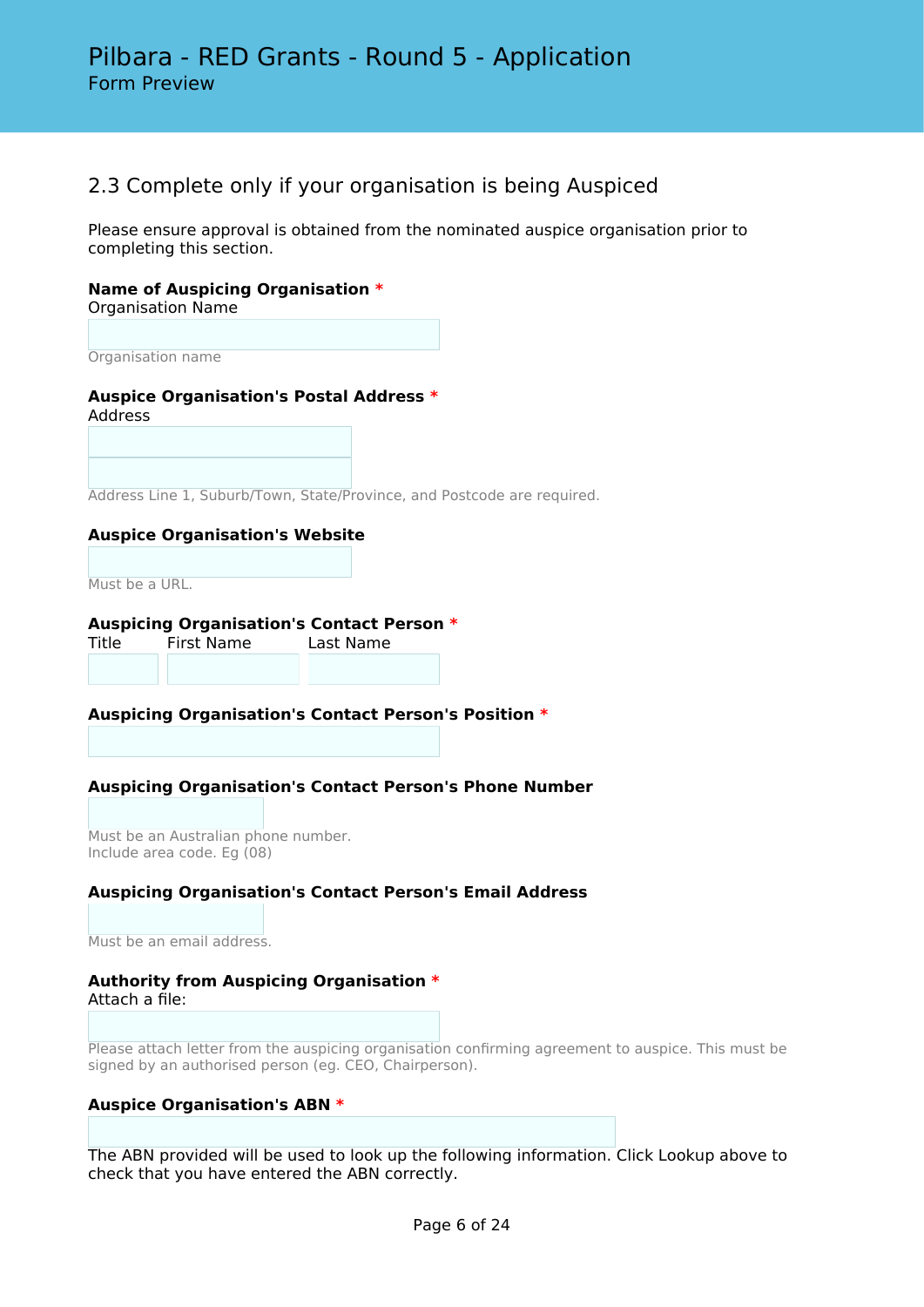# Pilbara - RED Grants - Round 5 - Application

Form Preview

## 2.3 Complete only if your organisation is being Auspiced

Please ensure approval is obtained from the nominated auspice organisation prior to completing this section.

**Name of Auspicing Organisation** *

Organisation Name

Organisation name

**Auspice Organisation's Postal Address** *

Address

Address Line 1, Suburb/Town, State/Province, and Postcode are required.

**Auspice Organisation's Website**

Must be a URL.

**Auspicing Organisation's Contact Person** *

Title | First Name | Last Name

**Auspicing Organisation's Contact Person's Position** *

**Auspicing Organisation's Contact Person's Phone Number**

Must be an Australian phone number.
Include area code. Eg (08)

**Auspicing Organisation's Contact Person's Email Address**

Must be an email address.

**Authority from Auspicing Organisation** *

Attach a file:

Please attach letter from the auspicing organisation confirming agreement to auspice. This must be signed by an authorised person (eg. CEO, Chairperson).

**Auspice Organisation's ABN** *

The ABN provided will be used to look up the following information. Click Lookup above to check that you have entered the ABN correctly.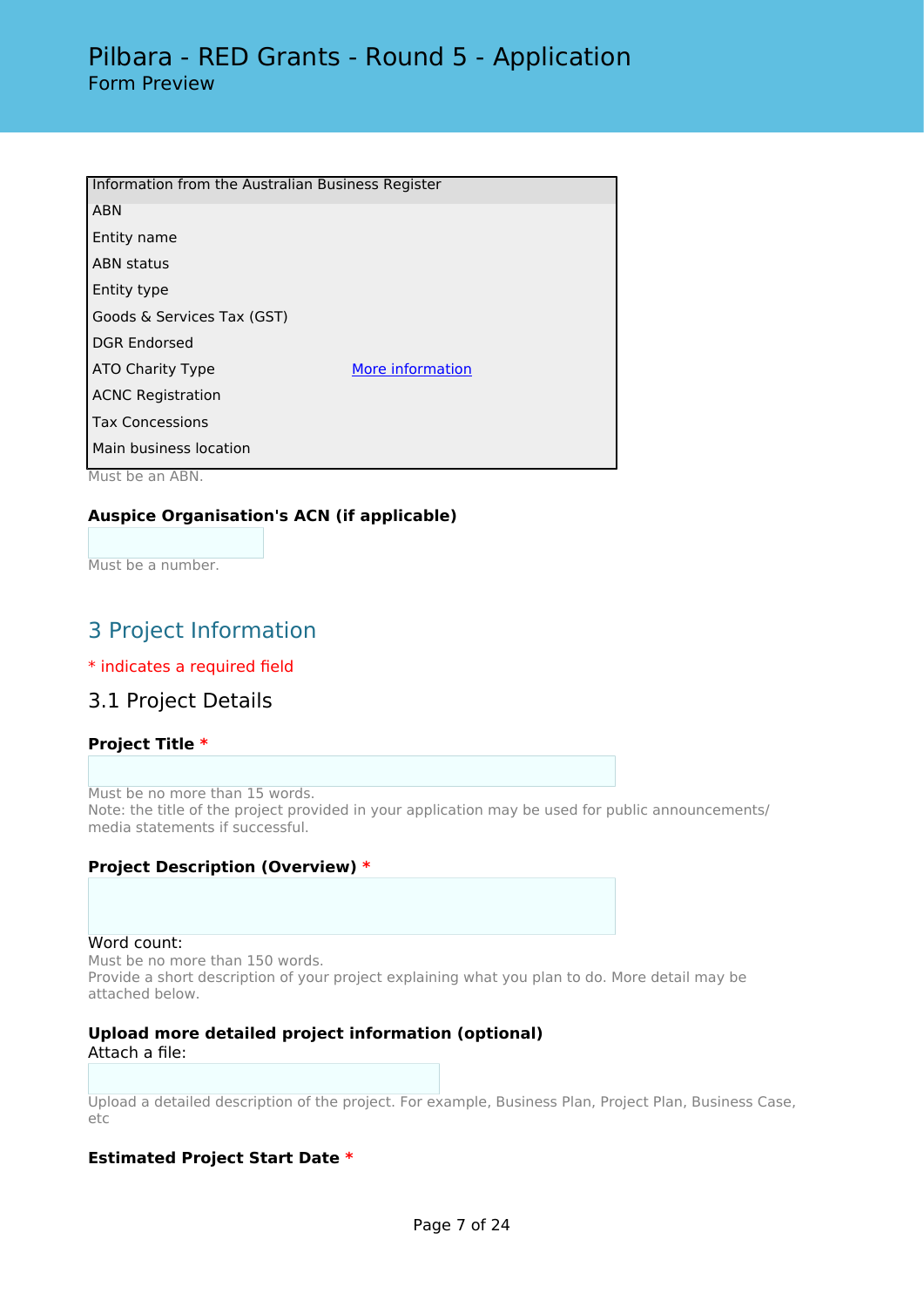| Information from the Australian Business Register | |
|---|---|
| ABN | |
| Entity name | |
| ABN status | |
| Entity type | |
| Goods & Services Tax (GST) | |
| DGR Endorsed | |
| ATO Charity Type | More information |
| ACNC Registration | |
| Tax Concessions | |
| Main business location | |

Must be an ABN.

**Auspice Organisation's ACN (if applicable)**

Must be a number.

## 3 Project Information

* indicates a required field

### 3.1 Project Details

**Project Title** *

Must be no more than 15 words.
Note: the title of the project provided in your application may be used for public announcements/ media statements if successful.

**Project Description (Overview)** *

Word count:
Must be no more than 150 words.
Provide a short description of your project explaining what you plan to do. More detail may be attached below.

**Upload more detailed project information (optional)**
Attach a file:

Upload a detailed description of the project. For example, Business Plan, Project Plan, Business Case, etc

**Estimated Project Start Date** *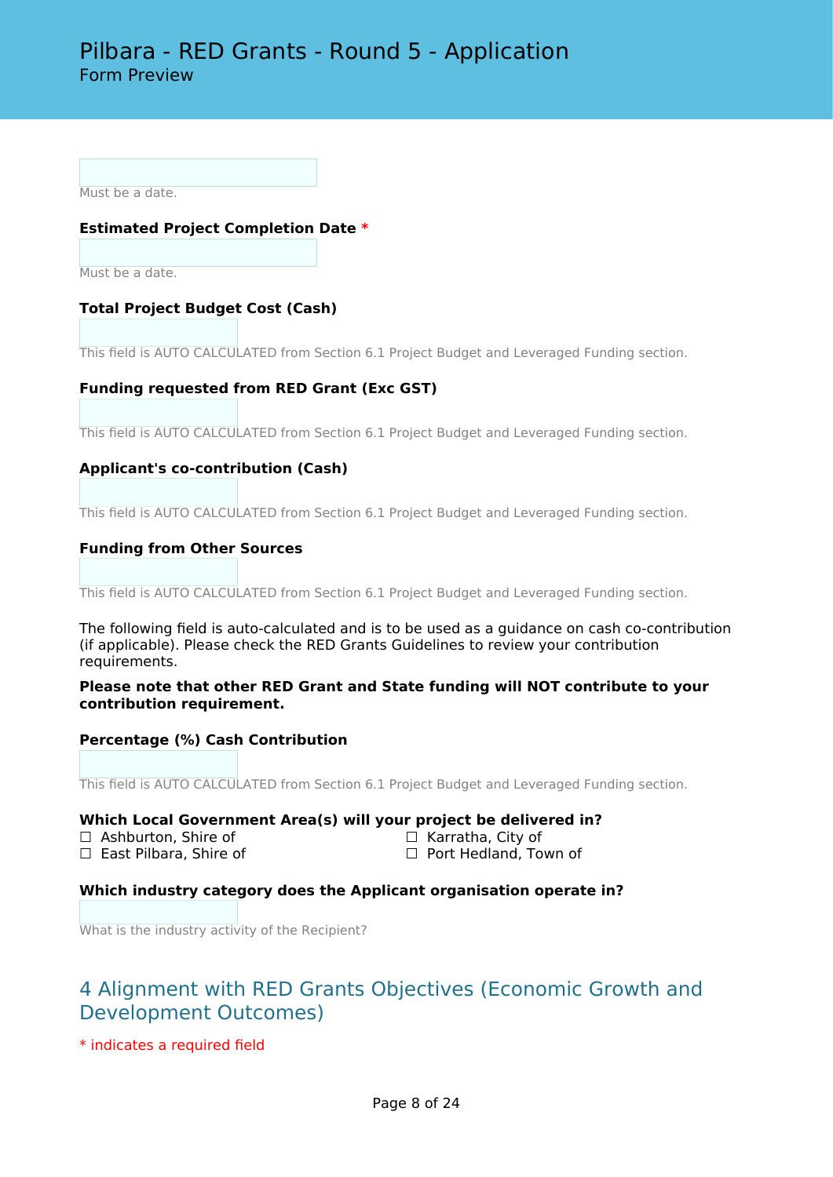Must be a date.

**Estimated Project Completion Date** *

Must be a date.

**Total Project Budget Cost (Cash)**

This field is AUTO CALCULATED from Section 6.1 Project Budget and Leveraged Funding section.

**Funding requested from RED Grant (Exc GST)**

This field is AUTO CALCULATED from Section 6.1 Project Budget and Leveraged Funding section.

**Applicant's co-contribution (Cash)**

This field is AUTO CALCULATED from Section 6.1 Project Budget and Leveraged Funding section.

**Funding from Other Sources**

This field is AUTO CALCULATED from Section 6.1 Project Budget and Leveraged Funding section.

The following field is auto-calculated and is to be used as a guidance on cash co-contribution (if applicable). Please check the RED Grants Guidelines to review your contribution requirements.

**Please note that other RED Grant and State funding will NOT contribute to your contribution requirement.**

**Percentage (%) Cash Contribution**

This field is AUTO CALCULATED from Section 6.1 Project Budget and Leveraged Funding section.

**Which Local Government Area(s) will your project be delivered in?**

☐ Ashburton, Shire of
☐ East Pilbara, Shire of
☐ Karratha, City of
☐ Port Hedland, Town of

**Which industry category does the Applicant organisation operate in?**

What is the industry activity of the Recipient?

## 4 Alignment with RED Grants Objectives (Economic Growth and Development Outcomes)

* indicates a required field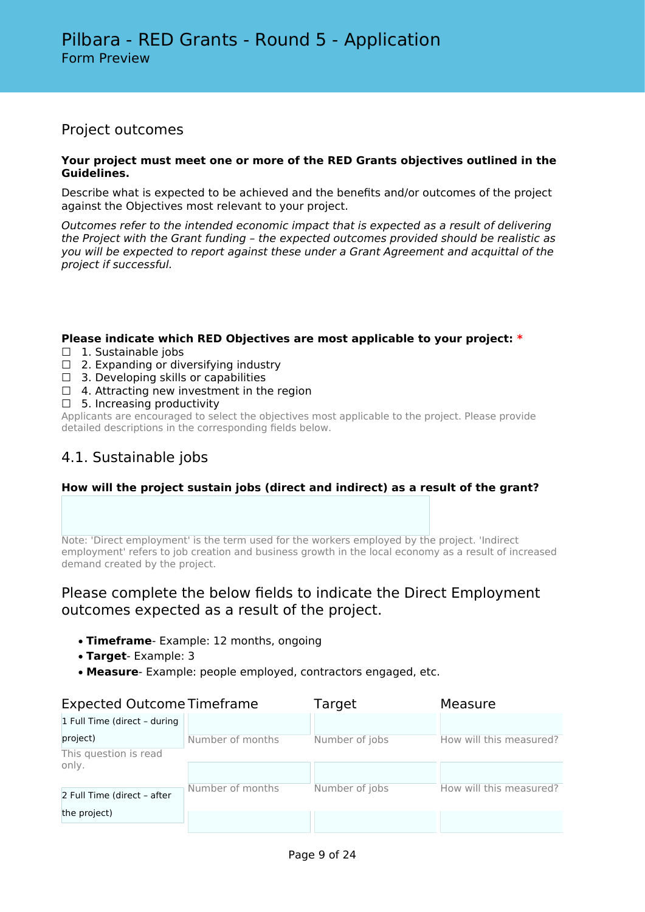# Pilbara - RED Grants - Round 5 - Application

Form Preview

## Project outcomes

**Your project must meet one or more of the RED Grants objectives outlined in the Guidelines.**

Describe what is expected to be achieved and the benefits and/or outcomes of the project against the Objectives most relevant to your project.

*Outcomes refer to the intended economic impact that is expected as a result of delivering the Project with the Grant funding – the expected outcomes provided should be realistic as you will be expected to report against these under a Grant Agreement and acquittal of the project if successful.*

**Please indicate which RED Objectives are most applicable to your project:** *

☐ 1. Sustainable jobs
☐ 2. Expanding or diversifying industry
☐ 3. Developing skills or capabilities
☐ 4. Attracting new investment in the region
☐ 5. Increasing productivity

Applicants are encouraged to select the objectives most applicable to the project. Please provide detailed descriptions in the corresponding fields below.

## 4.1. Sustainable jobs

**How will the project sustain jobs (direct and indirect) as a result of the grant?**

Note: 'Direct employment' is the term used for the workers employed by the project. 'Indirect employment' refers to job creation and business growth in the local economy as a result of increased demand created by the project.

### Please complete the below fields to indicate the Direct Employment outcomes expected as a result of the project.

- **Timeframe**- Example: 12 months, ongoing
- **Target**- Example: 3
- **Measure**- Example: people employed, contractors engaged, etc.

| Expected Outcome | Timeframe | Target | Measure |
|---|---|---|---|
| 1 Full Time (direct – during project) | Number of months | Number of jobs | How will this measured? |
| 2 Full Time (direct – after the project) | Number of months | Number of jobs | How will this measured? |
| | | | |

This question is read only.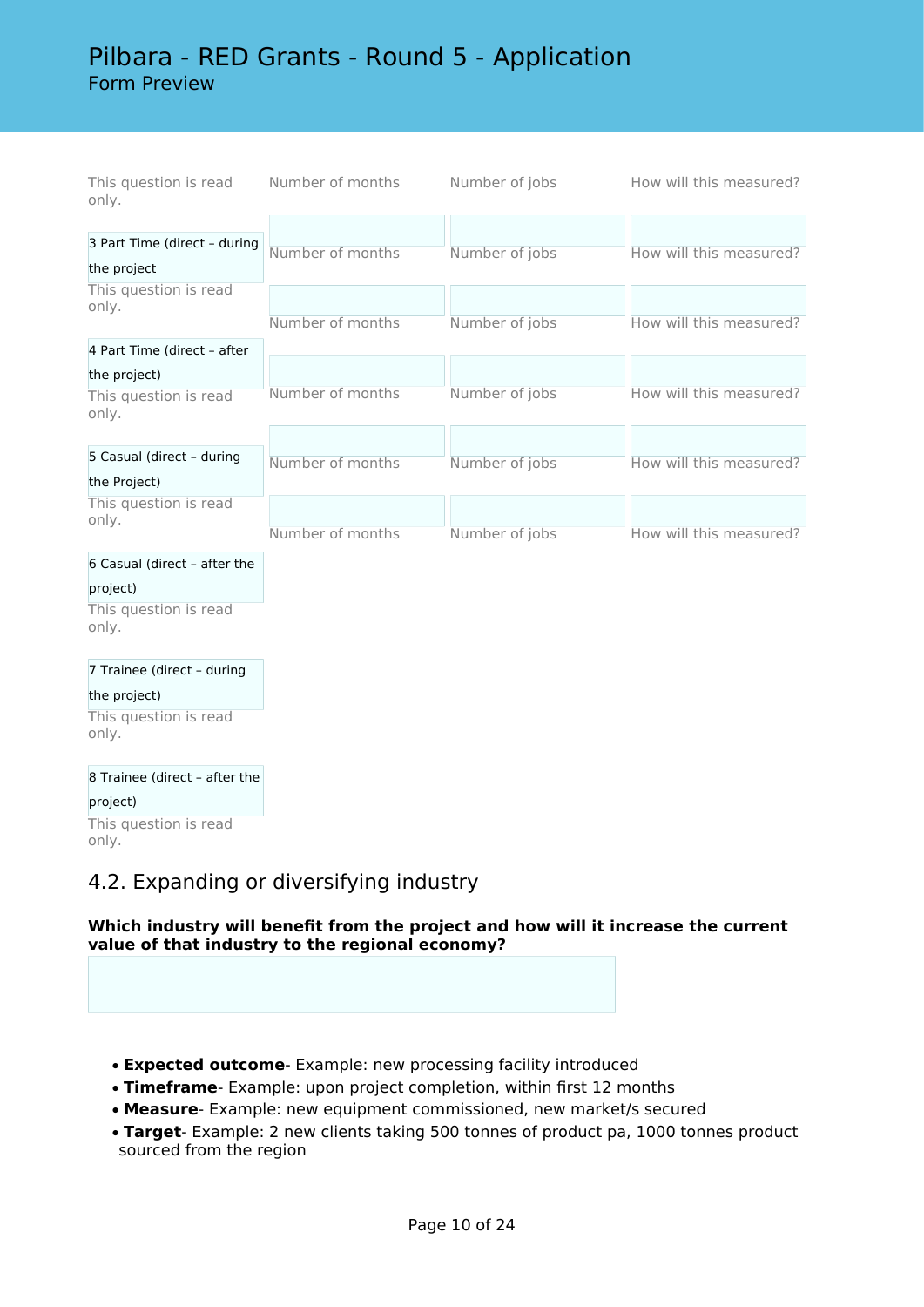| | Number of months | Number of jobs | How will this measured? |
|---|---|---|---|
| This question is read only. | | | |
| 3 Part Time (direct – during the project<br>This question is read only. | Number of months | Number of jobs | How will this measured? |
| | | | |
| 4 Part Time (direct – after the project)<br>This question is read only. | Number of months | Number of jobs | How will this measured? |
| | | | |
| 5 Casual (direct – during the Project)<br>This question is read only. | Number of months | Number of jobs | How will this measured? |
| | | | |
| 6 Casual (direct – after the project)<br>This question is read only. | Number of months | Number of jobs | How will this measured? |
| 7 Trainee (direct – during the project)<br>This question is read only. | | | |
| 8 Trainee (direct – after the project)<br>This question is read only. | | | |

## 4.2. Expanding or diversifying industry

**Which industry will benefit from the project and how will it increase the current value of that industry to the regional economy?**

- **Expected outcome**- Example: new processing facility introduced
- **Timeframe**- Example: upon project completion, within first 12 months
- **Measure**- Example: new equipment commissioned, new market/s secured
- **Target**- Example: 2 new clients taking 500 tonnes of product pa, 1000 tonnes product sourced from the region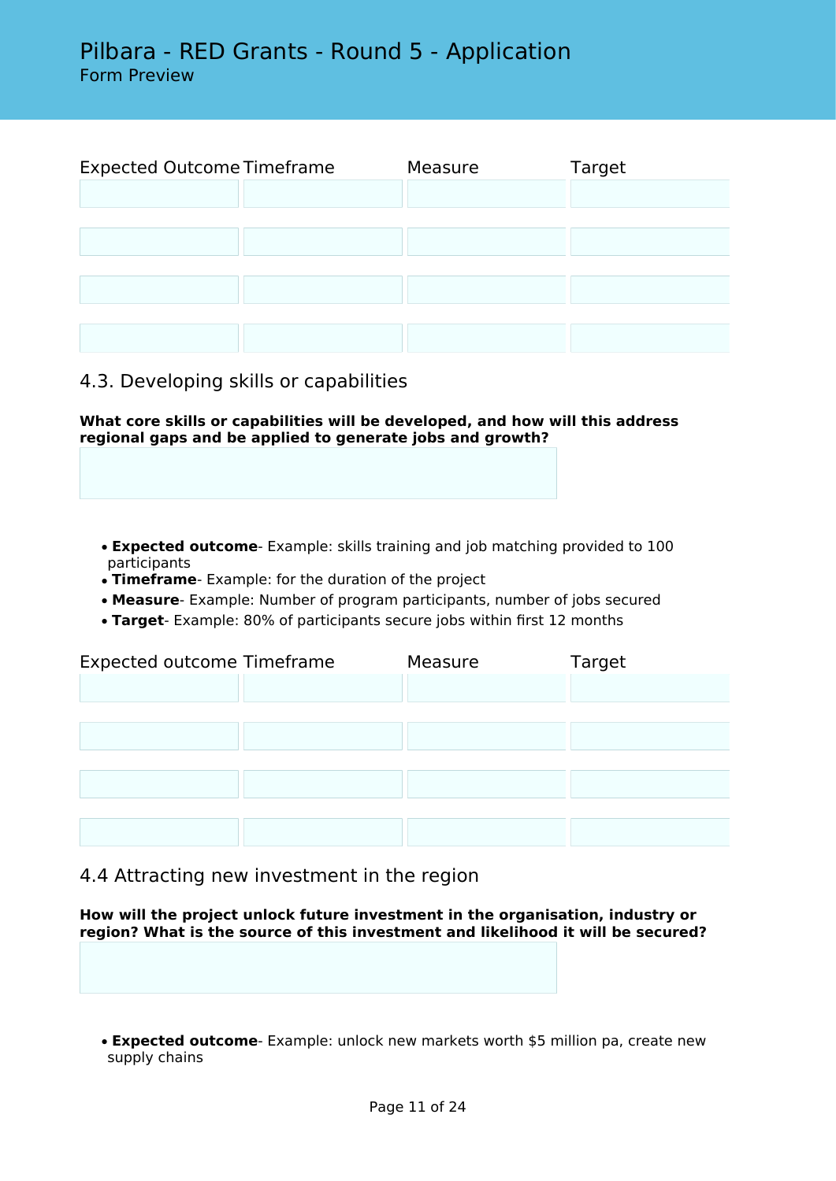| Expected Outcome | Timeframe | Measure | Target |
|---|---|---|---|
| | | | |
| | | | |
| | | | |
| | | | |

## 4.3. Developing skills or capabilities

**What core skills or capabilities will be developed, and how will this address regional gaps and be applied to generate jobs and growth?**

- **Expected outcome**- Example: skills training and job matching provided to 100 participants
- **Timeframe**- Example: for the duration of the project
- **Measure**- Example: Number of program participants, number of jobs secured
- **Target**- Example: 80% of participants secure jobs within first 12 months

| Expected outcome | Timeframe | Measure | Target |
|---|---|---|---|
| | | | |
| | | | |
| | | | |
| | | | |

## 4.4 Attracting new investment in the region

**How will the project unlock future investment in the organisation, industry or region? What is the source of this investment and likelihood it will be secured?**

- **Expected outcome**- Example: unlock new markets worth $5 million pa, create new supply chains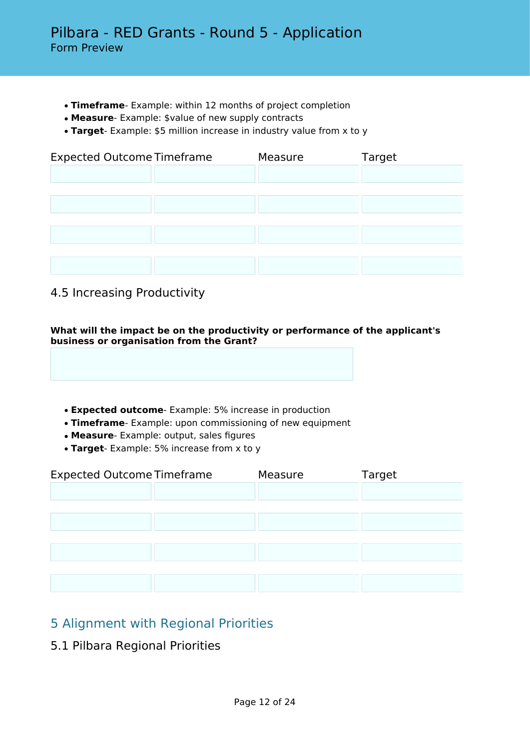- **Timeframe**- Example: within 12 months of project completion
- **Measure**- Example: $value of new supply contracts
- **Target**- Example: $5 million increase in industry value from x to y

| Expected Outcome | Timeframe | Measure | Target |
| --- | --- | --- | --- |
| | | | |
| | | | |
| | | | |
| | | | |

### 4.5 Increasing Productivity

**What will the impact be on the productivity or performance of the applicant's business or organisation from the Grant?**

- **Expected outcome**- Example: 5% increase in production
- **Timeframe**- Example: upon commissioning of new equipment
- **Measure**- Example: output, sales figures
- **Target**- Example: 5% increase from x to y

| Expected Outcome | Timeframe | Measure | Target |
| --- | --- | --- | --- |
| | | | |
| | | | |
| | | | |
| | | | |

## 5 Alignment with Regional Priorities

### 5.1 Pilbara Regional Priorities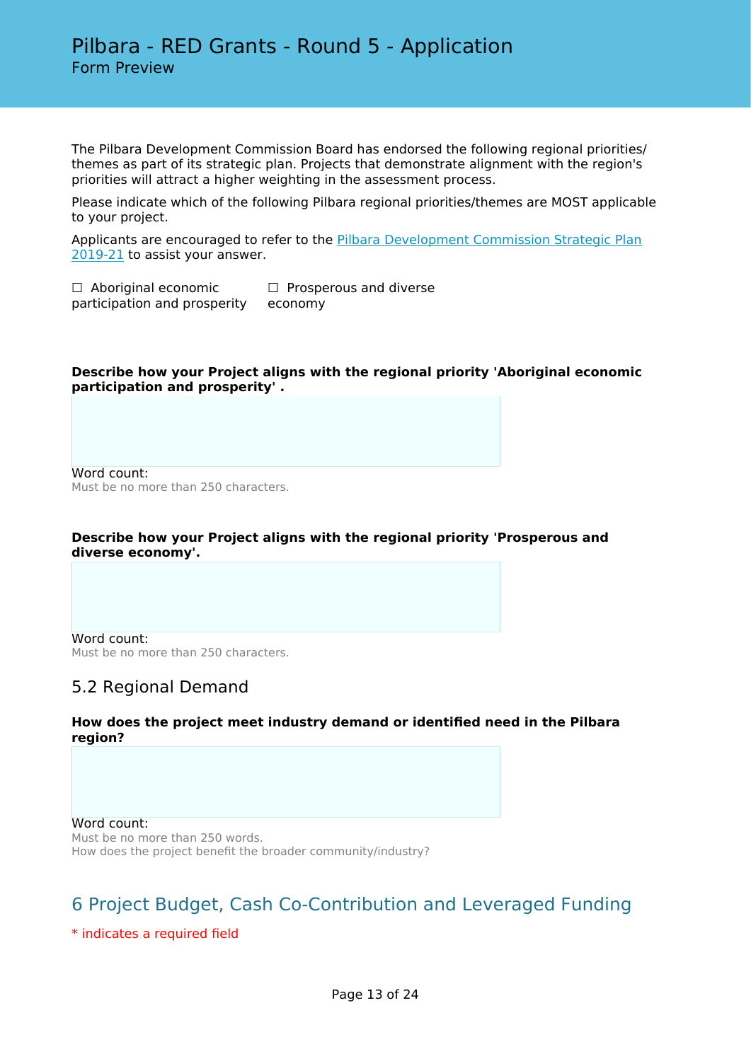The Pilbara Development Commission Board has endorsed the following regional priorities/ themes as part of its strategic plan. Projects that demonstrate alignment with the region's priorities will attract a higher weighting in the assessment process.

Please indicate which of the following Pilbara regional priorities/themes are MOST applicable to your project.

Applicants are encouraged to refer to the [Pilbara Development Commission Strategic Plan 2019-21]() to assist your answer.

☐ Aboriginal economic participation and prosperity

☐ Prosperous and diverse economy

**Describe how your Project aligns with the regional priority 'Aboriginal economic participation and prosperity' .**

Word count:
Must be no more than 250 characters.

**Describe how your Project aligns with the regional priority 'Prosperous and diverse economy'.**

Word count:
Must be no more than 250 characters.

## 5.2 Regional Demand

**How does the project meet industry demand or identified need in the Pilbara region?**

Word count:
Must be no more than 250 words.
How does the project benefit the broader community/industry?

# 6 Project Budget, Cash Co-Contribution and Leveraged Funding

* indicates a required field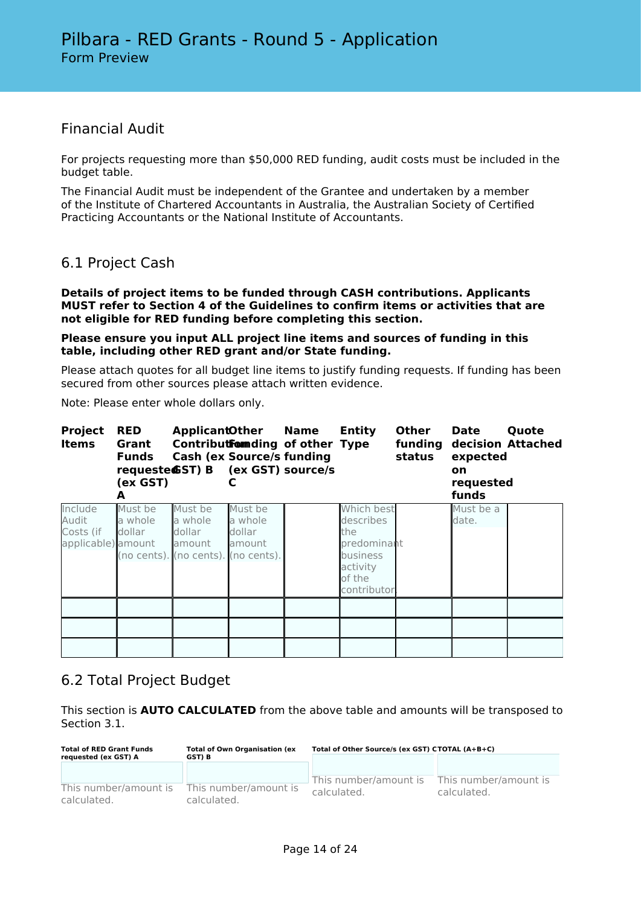Pilbara - RED Grants - Round 5 - Application
Form Preview

## Financial Audit

For projects requesting more than $50,000 RED funding, audit costs must be included in the budget table.

The Financial Audit must be independent of the Grantee and undertaken by a member of the Institute of Chartered Accountants in Australia, the Australian Society of Certified Practicing Accountants or the National Institute of Accountants.

## 6.1 Project Cash

**Details of project items to be funded through CASH contributions. Applicants MUST refer to Section 4 of the Guidelines to confirm items or activities that are not eligible for RED funding before completing this section.**

**Please ensure you input ALL project line items and sources of funding in this table, including other RED grant and/or State funding.**

Please attach quotes for all budget line items to justify funding requests. If funding has been secured from other sources please attach written evidence.

Note: Please enter whole dollars only.

| Project Items | RED Grant Funds requested (ex GST) A | Applicant Contribution Cash (ex GST) B | Other Funding Source/s (ex GST) C | Name of other funding source/s | Entity Type | Other funding status | Date decision expected on requested funds | Quote Attached |
|---|---|---|---|---|---|---|---|---|
| Include Audit Costs (if applicable) | Must be a whole dollar amount (no cents). | Must be a whole dollar amount (no cents). | Must be a whole dollar amount (no cents). | | Which best describes the predominant business activity of the contributor | | Must be a date. | |
| | | | | | | | | |
| | | | | | | | | |
| | | | | | | | | |

## 6.2 Total Project Budget

This section is **AUTO CALCULATED** from the above table and amounts will be transposed to Section 3.1.

| Total of RED Grant Funds requested (ex GST) A | Total of Own Organisation (ex GST) B | Total of Other Source/s (ex GST) C | TOTAL (A+B+C) |
|---|---|---|---|
| This number/amount is calculated. | This number/amount is calculated. | This number/amount is calculated. | This number/amount is calculated. |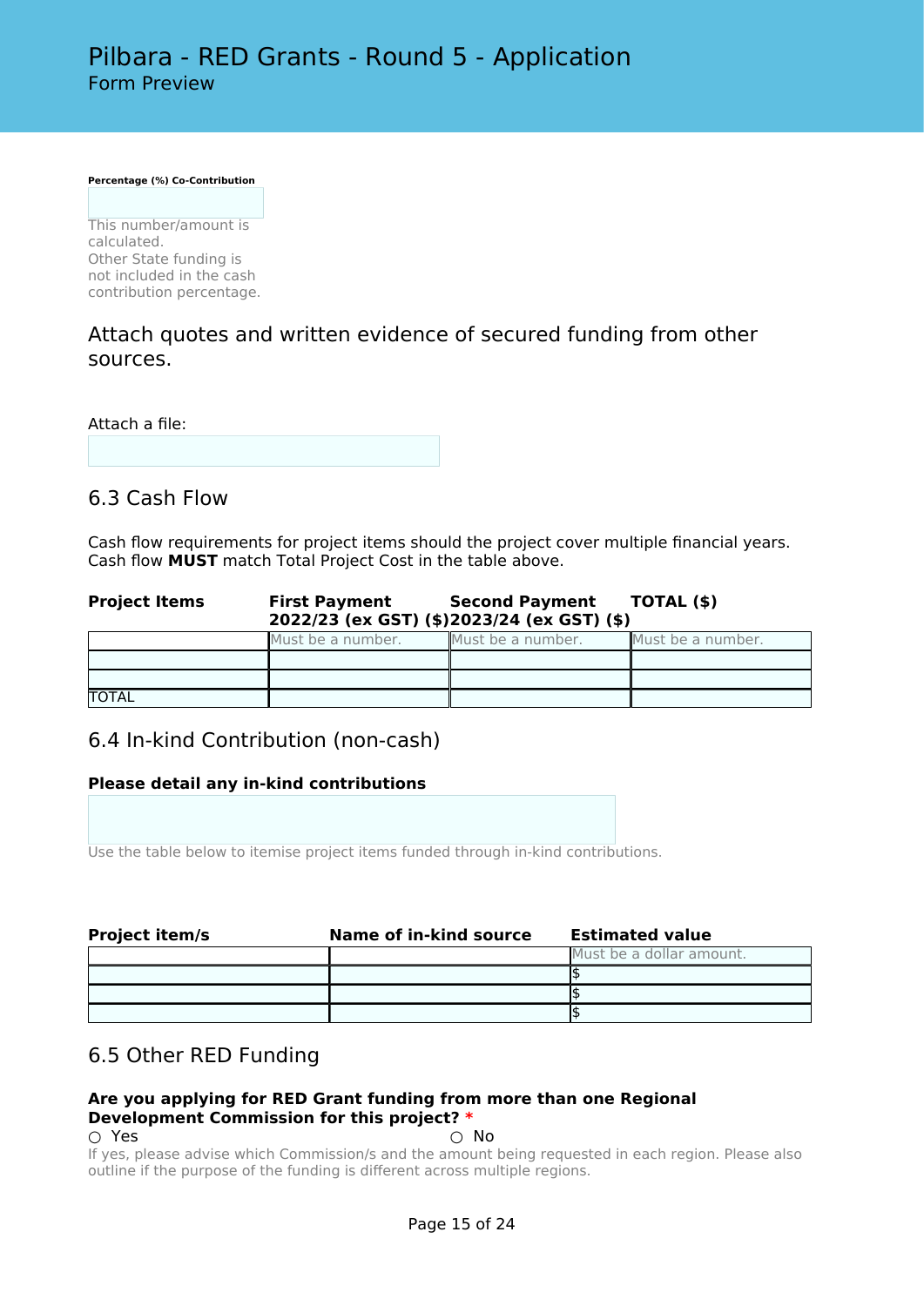**Percentage (%) Co-Contribution**

This number/amount is calculated.
Other State funding is not included in the cash contribution percentage.

## Attach quotes and written evidence of secured funding from other sources.

Attach a file:

## 6.3 Cash Flow

Cash flow requirements for project items should the project cover multiple financial years.
Cash flow **MUST** match Total Project Cost in the table above.

| Project Items | First Payment 2022/23 (ex GST) ($) | Second Payment 2023/24 (ex GST) ($) | TOTAL ($) |
|---|---|---|---|
| | Must be a number. | Must be a number. | Must be a number. |
| | | | |
| | | | |
| TOTAL | | | |

## 6.4 In-kind Contribution (non-cash)

**Please detail any in-kind contributions**

Use the table below to itemise project items funded through in-kind contributions.

| Project item/s | Name of in-kind source | Estimated value |
|---|---|---|
| | | Must be a dollar amount. |
| | | $ |
| | | $ |
| | | $ |

## 6.5 Other RED Funding

**Are you applying for RED Grant funding from more than one Regional Development Commission for this project? ***

○ Yes ○ No

If yes, please advise which Commission/s and the amount being requested in each region. Please also outline if the purpose of the funding is different across multiple regions.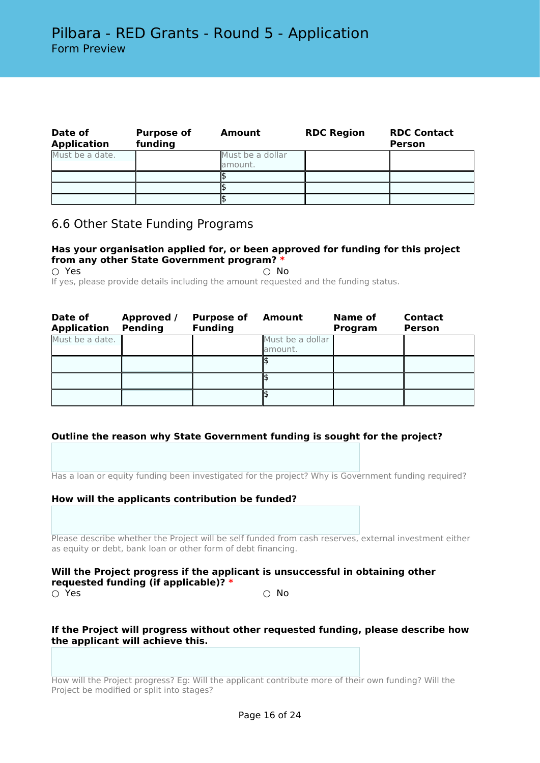| Date of Application | Purpose of funding | Amount | RDC Region | RDC Contact Person |
|---|---|---|---|---|
| Must be a date. | | Must be a dollar amount. | | |
| | | $ | | |
| | | $ | | |
| | | $ | | |

## 6.6 Other State Funding Programs

**Has your organisation applied for, or been approved for funding for this project from any other State Government program?** *

○ Yes ○ No

If yes, please provide details including the amount requested and the funding status.

| Date of Application | Approved / Pending | Purpose of Funding | Amount | Name of Program | Contact Person |
|---|---|---|---|---|---|
| Must be a date. | | | Must be a dollar amount. | | |
| | | | $ | | |
| | | | $ | | |
| | | | $ | | |

**Outline the reason why State Government funding is sought for the project?**

Has a loan or equity funding been investigated for the project? Why is Government funding required?

**How will the applicants contribution be funded?**

Please describe whether the Project will be self funded from cash reserves, external investment either as equity or debt, bank loan or other form of debt financing.

**Will the Project progress if the applicant is unsuccessful in obtaining other requested funding (if applicable)?** *

○ Yes ○ No

**If the Project will progress without other requested funding, please describe how the applicant will achieve this.**

How will the Project progress? Eg: Will the applicant contribute more of their own funding? Will the Project be modified or split into stages?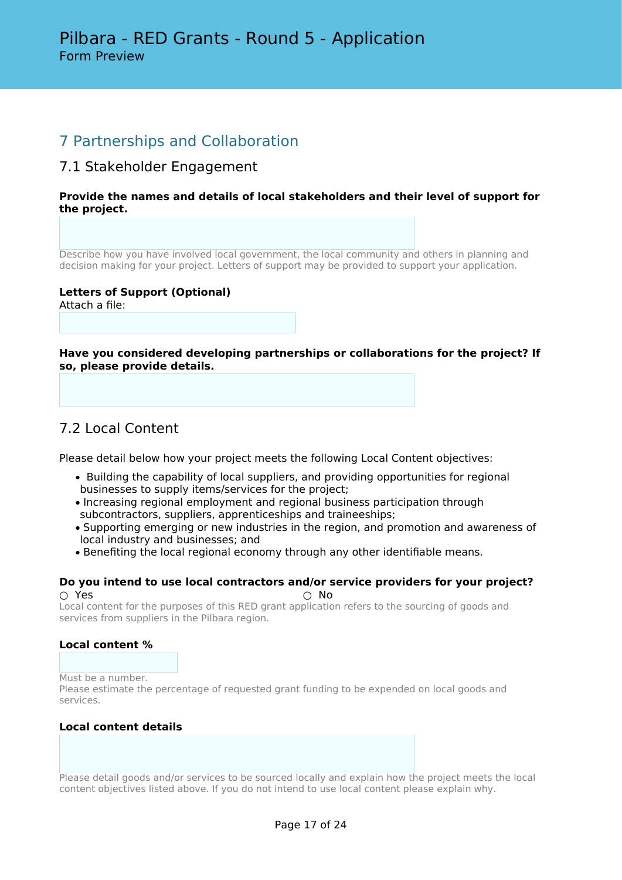# 7 Partnerships and Collaboration

## 7.1 Stakeholder Engagement

**Provide the names and details of local stakeholders and their level of support for the project.**

Describe how you have involved local government, the local community and others in planning and decision making for your project. Letters of support may be provided to support your application.

**Letters of Support (Optional)**

Attach a file:

**Have you considered developing partnerships or collaborations for the project? If so, please provide details.**

## 7.2 Local Content

Please detail below how your project meets the following Local Content objectives:

- Building the capability of local suppliers, and providing opportunities for regional businesses to supply items/services for the project;
- Increasing regional employment and regional business participation through subcontractors, suppliers, apprenticeships and traineeships;
- Supporting emerging or new industries in the region, and promotion and awareness of local industry and businesses; and
- Benefiting the local regional economy through any other identifiable means.

**Do you intend to use local contractors and/or service providers for your project?**

○ Yes ○ No

Local content for the purposes of this RED grant application refers to the sourcing of goods and services from suppliers in the Pilbara region.

**Local content %**

Must be a number.
Please estimate the percentage of requested grant funding to be expended on local goods and services.

**Local content details**

Please detail goods and/or services to be sourced locally and explain how the project meets the local content objectives listed above. If you do not intend to use local content please explain why.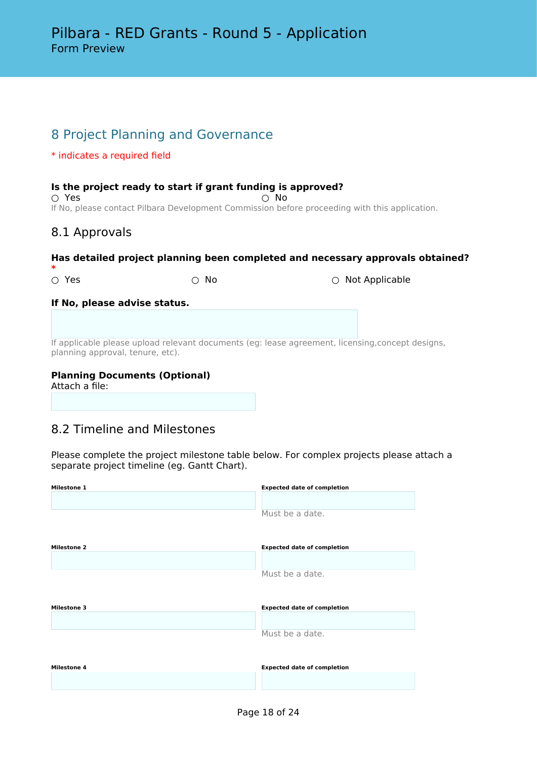# 8 Project Planning and Governance

\* indicates a required field

**Is the project ready to start if grant funding is approved?**

○ Yes ○ No

If No, please contact Pilbara Development Commission before proceeding with this application.

## 8.1 Approvals

**Has detailed project planning been completed and necessary approvals obtained?** *

○ Yes ○ No ○ Not Applicable

**If No, please advise status.**

If applicable please upload relevant documents (eg: lease agreement, licensing,concept designs, planning approval, tenure, etc).

**Planning Documents (Optional)**

Attach a file:

## 8.2 Timeline and Milestones

Please complete the project milestone table below. For complex projects please attach a separate project timeline (eg. Gantt Chart).

| Milestone | Expected date of completion |
|---|---|
| **Milestone 1** | Must be a date. |
| **Milestone 2** | Must be a date. |
| **Milestone 3** | Must be a date. |
| **Milestone 4** | |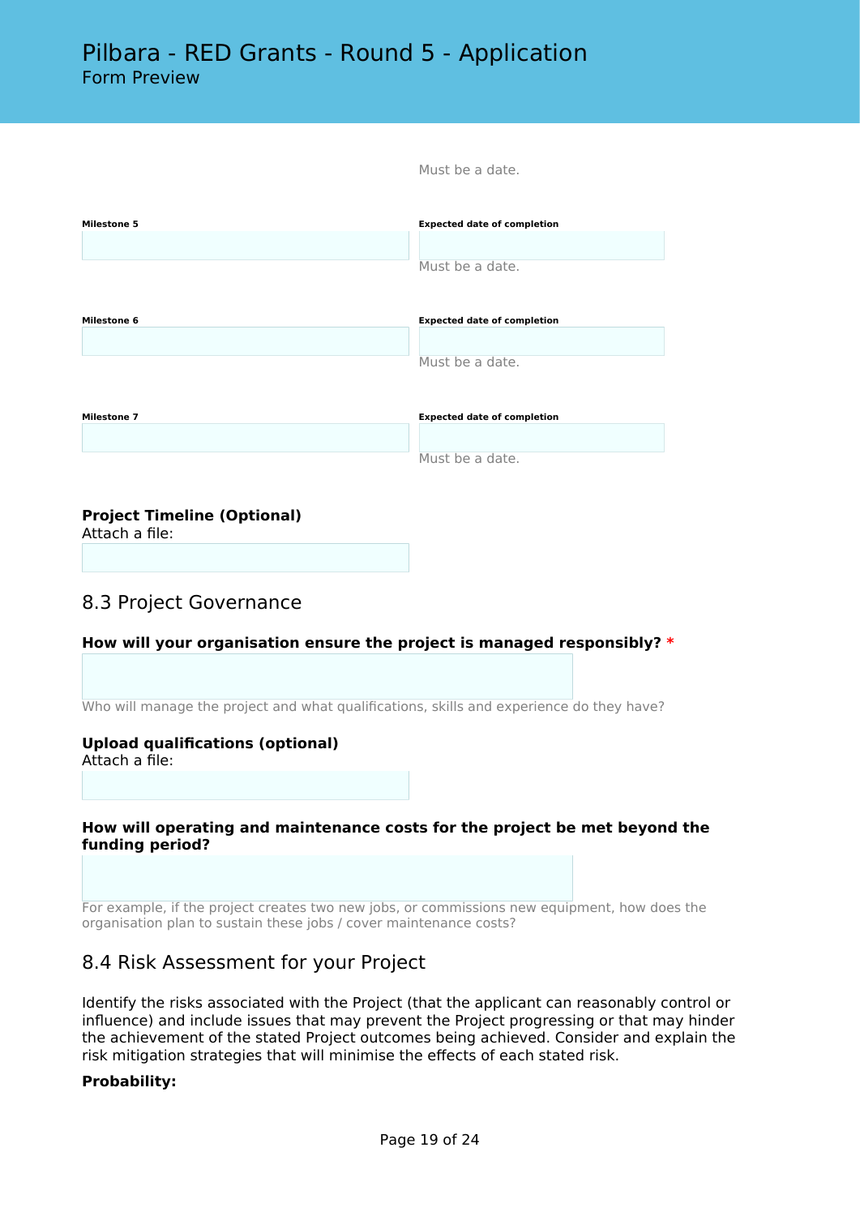Must be a date.

**Milestone 5**

**Expected date of completion**

Must be a date.

**Milestone 6**

**Expected date of completion**

Must be a date.

**Milestone 7**

**Expected date of completion**

Must be a date.

**Project Timeline (Optional)**
Attach a file:

## 8.3 Project Governance

**How will your organisation ensure the project is managed responsibly?** *

Who will manage the project and what qualifications, skills and experience do they have?

**Upload qualifications (optional)**
Attach a file:

**How will operating and maintenance costs for the project be met beyond the funding period?**

For example, if the project creates two new jobs, or commissions new equipment, how does the organisation plan to sustain these jobs / cover maintenance costs?

## 8.4 Risk Assessment for your Project

Identify the risks associated with the Project (that the applicant can reasonably control or influence) and include issues that may prevent the Project progressing or that may hinder the achievement of the stated Project outcomes being achieved. Consider and explain the risk mitigation strategies that will minimise the effects of each stated risk.

**Probability:**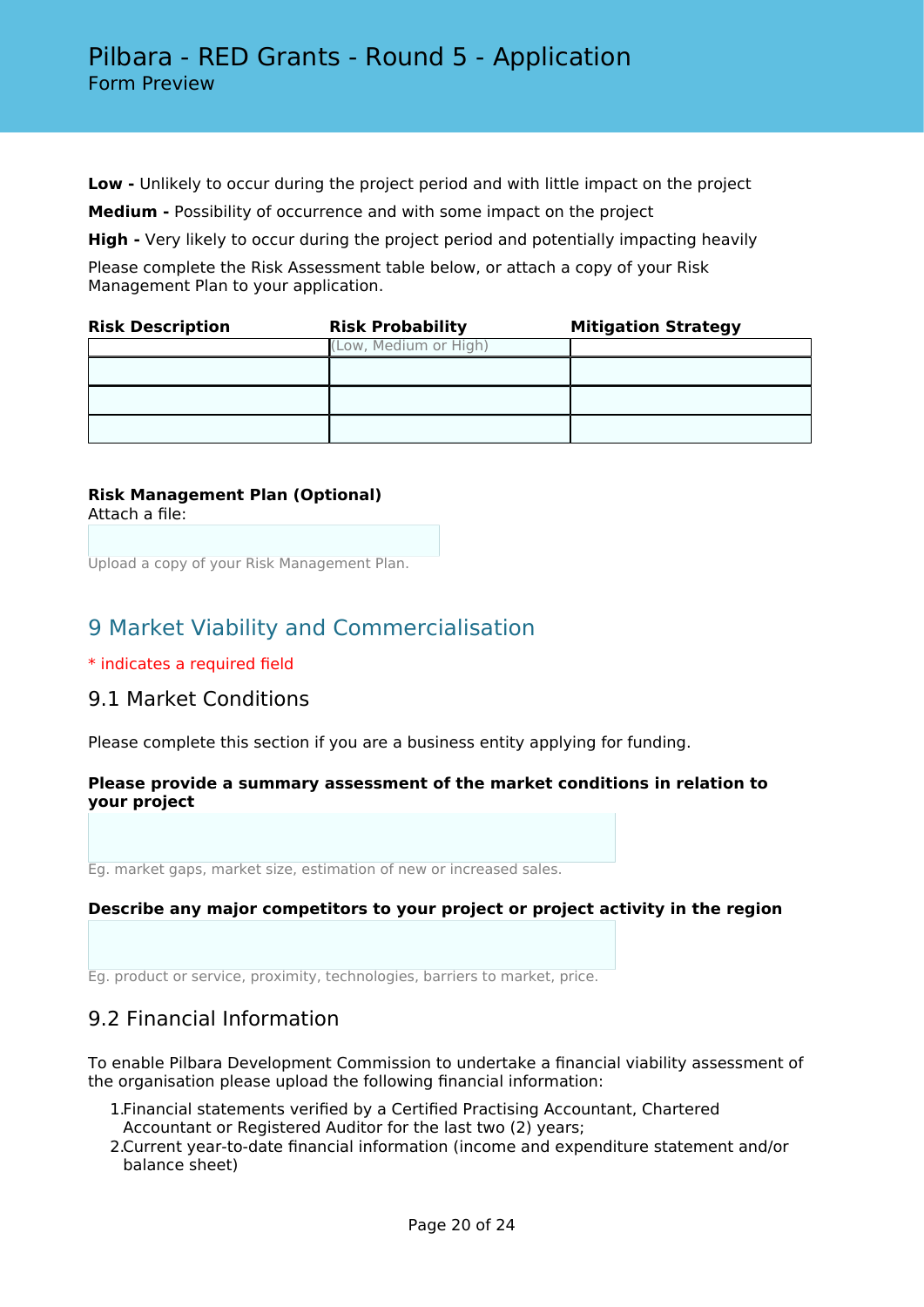**Low -** Unlikely to occur during the project period and with little impact on the project

**Medium -** Possibility of occurrence and with some impact on the project

**High -** Very likely to occur during the project period and potentially impacting heavily

Please complete the Risk Assessment table below, or attach a copy of your Risk Management Plan to your application.

| Risk Description | Risk Probability | Mitigation Strategy |
|---|---|---|
| | (Low, Medium or High) | |
| | | |
| | | |
| | | |

**Risk Management Plan (Optional)**
Attach a file:

Upload a copy of your Risk Management Plan.

## 9 Market Viability and Commercialisation

* indicates a required field

### 9.1 Market Conditions

Please complete this section if you are a business entity applying for funding.

**Please provide a summary assessment of the market conditions in relation to your project**

Eg. market gaps, market size, estimation of new or increased sales.

**Describe any major competitors to your project or project activity in the region**

Eg. product or service, proximity, technologies, barriers to market, price.

### 9.2 Financial Information

To enable Pilbara Development Commission to undertake a financial viability assessment of the organisation please upload the following financial information:

1. Financial statements verified by a Certified Practising Accountant, Chartered Accountant or Registered Auditor for the last two (2) years;
2. Current year-to-date financial information (income and expenditure statement and/or balance sheet)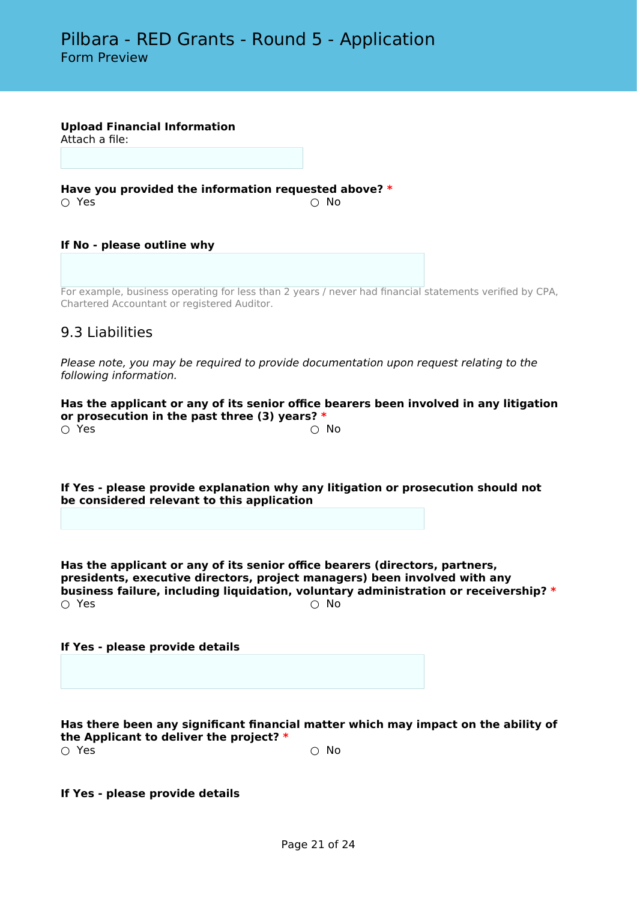**Upload Financial Information**
Attach a file:

**Have you provided the information requested above?** *
○ Yes ○ No

**If No - please outline why**

For example, business operating for less than 2 years / never had financial statements verified by CPA, Chartered Accountant or registered Auditor.

## 9.3 Liabilities

*Please note, you may be required to provide documentation upon request relating to the following information.*

**Has the applicant or any of its senior office bearers been involved in any litigation or prosecution in the past three (3) years?** *
○ Yes ○ No

**If Yes - please provide explanation why any litigation or prosecution should not be considered relevant to this application**

**Has the applicant or any of its senior office bearers (directors, partners, presidents, executive directors, project managers) been involved with any business failure, including liquidation, voluntary administration or receivership?** *
○ Yes ○ No

**If Yes - please provide details**

**Has there been any significant financial matter which may impact on the ability of the Applicant to deliver the project?** *
○ Yes ○ No

**If Yes - please provide details**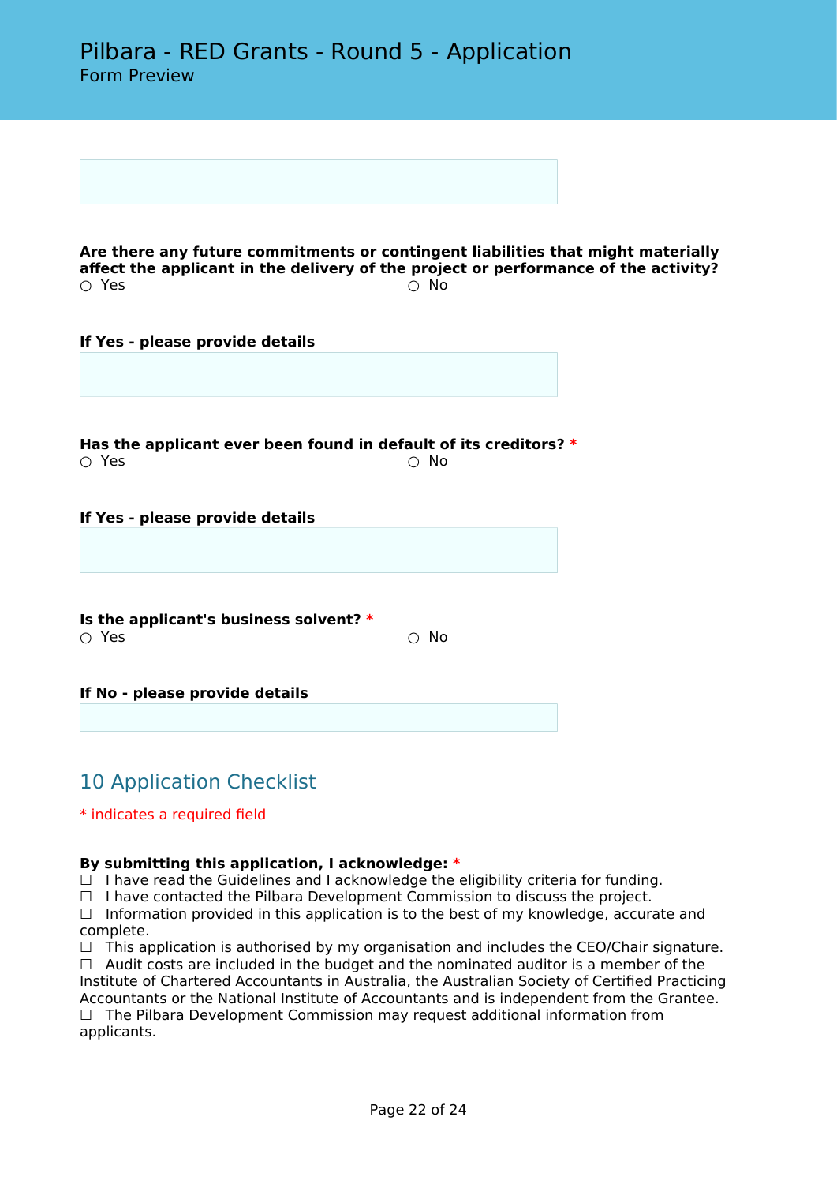**Are there any future commitments or contingent liabilities that might materially affect the applicant in the delivery of the project or performance of the activity?**

○ Yes ○ No

**If Yes - please provide details**

**Has the applicant ever been found in default of its creditors?** *

○ Yes ○ No

**If Yes - please provide details**

**Is the applicant's business solvent?** *

○ Yes ○ No

**If No - please provide details**

## 10 Application Checklist

* indicates a required field

**By submitting this application, I acknowledge:** *

☐ I have read the Guidelines and I acknowledge the eligibility criteria for funding.
☐ I have contacted the Pilbara Development Commission to discuss the project.
☐ Information provided in this application is to the best of my knowledge, accurate and complete.
☐ This application is authorised by my organisation and includes the CEO/Chair signature.
☐ Audit costs are included in the budget and the nominated auditor is a member of the Institute of Chartered Accountants in Australia, the Australian Society of Certified Practicing Accountants or the National Institute of Accountants and is independent from the Grantee.
☐ The Pilbara Development Commission may request additional information from applicants.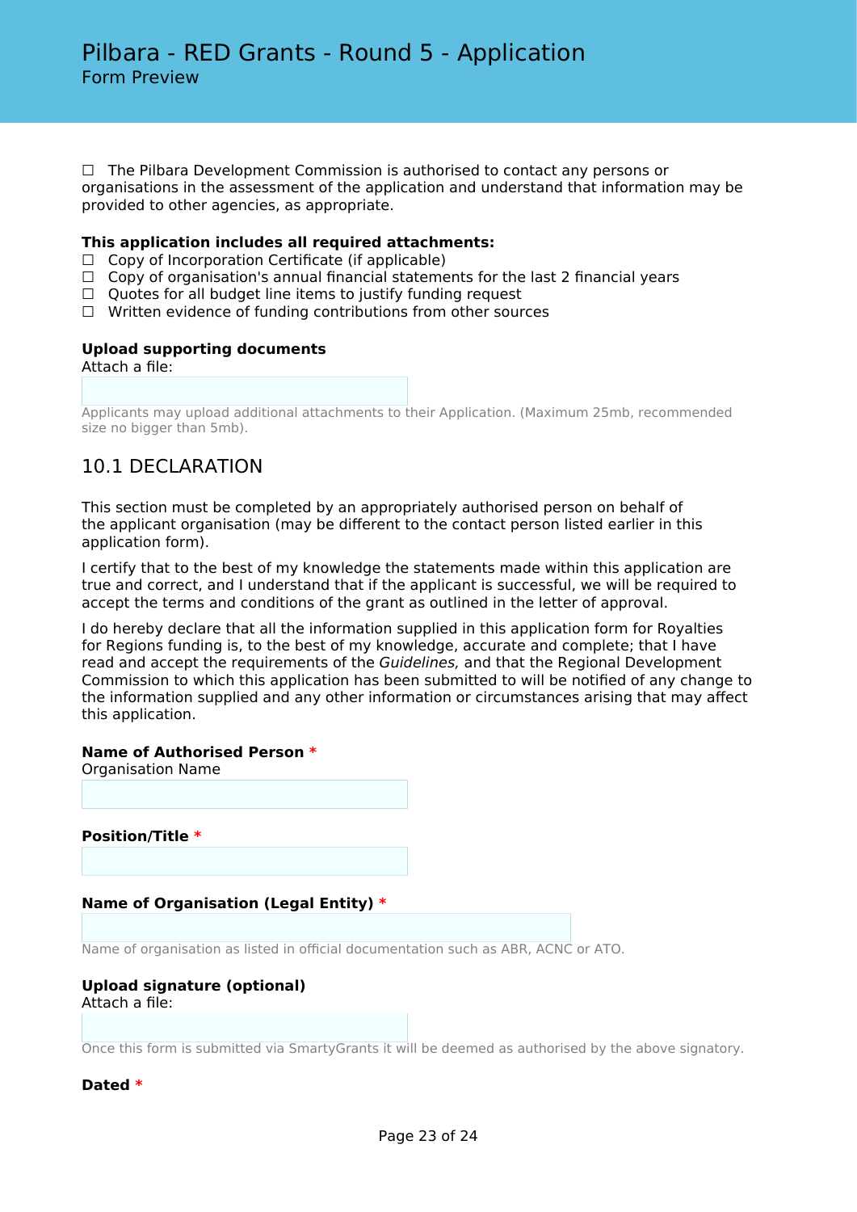☐ The Pilbara Development Commission is authorised to contact any persons or organisations in the assessment of the application and understand that information may be provided to other agencies, as appropriate.

**This application includes all required attachments:**

☐ Copy of Incorporation Certificate (if applicable)
☐ Copy of organisation's annual financial statements for the last 2 financial years
☐ Quotes for all budget line items to justify funding request
☐ Written evidence of funding contributions from other sources

**Upload supporting documents**
Attach a file:

Applicants may upload additional attachments to their Application. (Maximum 25mb, recommended size no bigger than 5mb).

## 10.1 DECLARATION

This section must be completed by an appropriately authorised person on behalf of the applicant organisation (may be different to the contact person listed earlier in this application form).

I certify that to the best of my knowledge the statements made within this application are true and correct, and I understand that if the applicant is successful, we will be required to accept the terms and conditions of the grant as outlined in the letter of approval.

I do hereby declare that all the information supplied in this application form for Royalties for Regions funding is, to the best of my knowledge, accurate and complete; that I have read and accept the requirements of the *Guidelines,* and that the Regional Development Commission to which this application has been submitted to will be notified of any change to the information supplied and any other information or circumstances arising that may affect this application.

**Name of Authorised Person** *
Organisation Name

**Position/Title** *

**Name of Organisation (Legal Entity)** *

Name of organisation as listed in official documentation such as ABR, ACNC or ATO.

**Upload signature (optional)**
Attach a file:

Once this form is submitted via SmartyGrants it will be deemed as authorised by the above signatory.

**Dated** *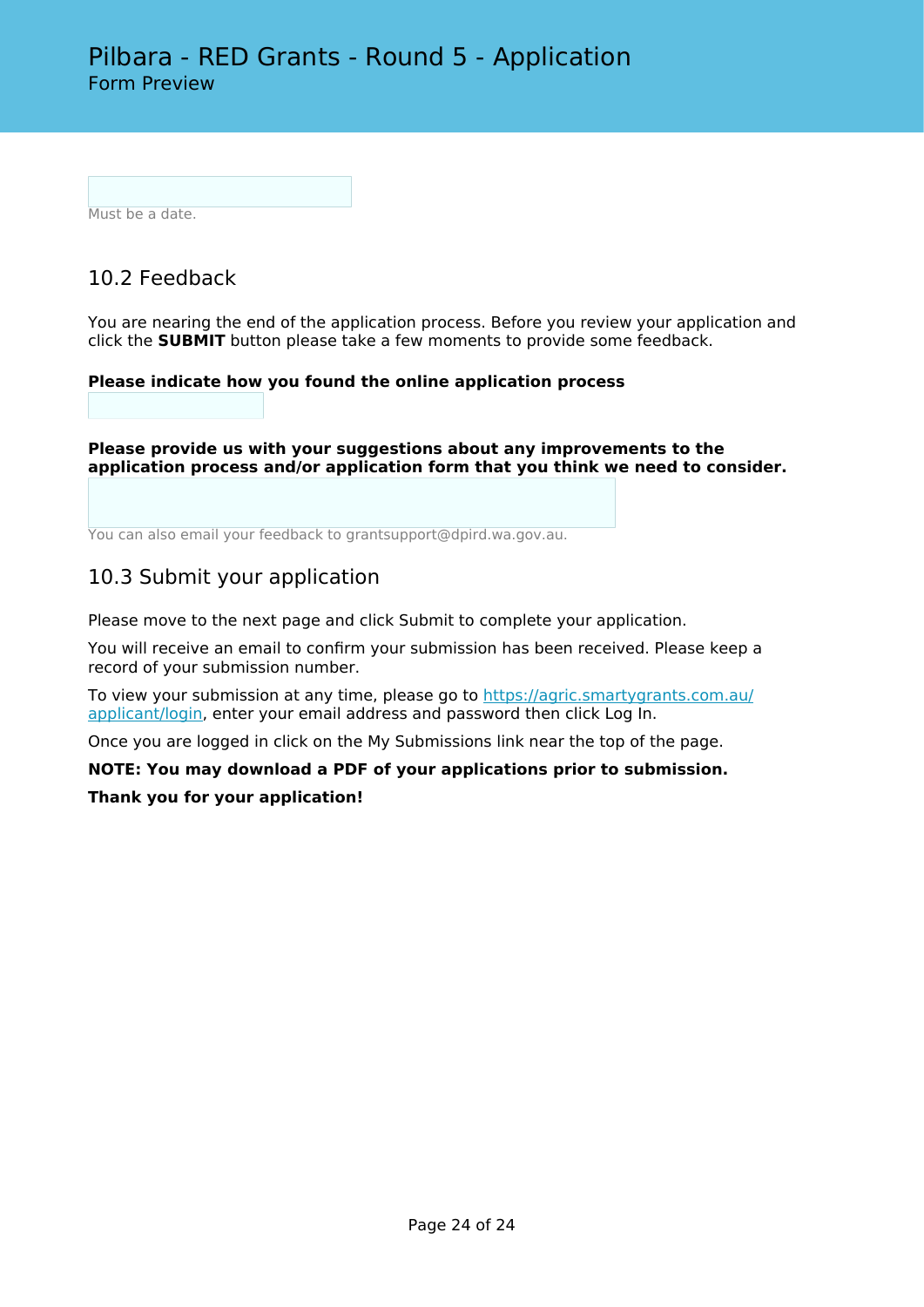Must be a date.

## 10.2 Feedback

You are nearing the end of the application process. Before you review your application and click the **SUBMIT** button please take a few moments to provide some feedback.

**Please indicate how you found the online application process**

**Please provide us with your suggestions about any improvements to the application process and/or application form that you think we need to consider.**

You can also email your feedback to grantsupport@dpird.wa.gov.au.

## 10.3 Submit your application

Please move to the next page and click Submit to complete your application.

You will receive an email to confirm your submission has been received. Please keep a record of your submission number.

To view your submission at any time, please go to [https://agric.smartygrants.com.au/applicant/login](https://agric.smartygrants.com.au/applicant/login), enter your email address and password then click Log In.

Once you are logged in click on the My Submissions link near the top of the page.

**NOTE: You may download a PDF of your applications prior to submission.**

**Thank you for your application!**